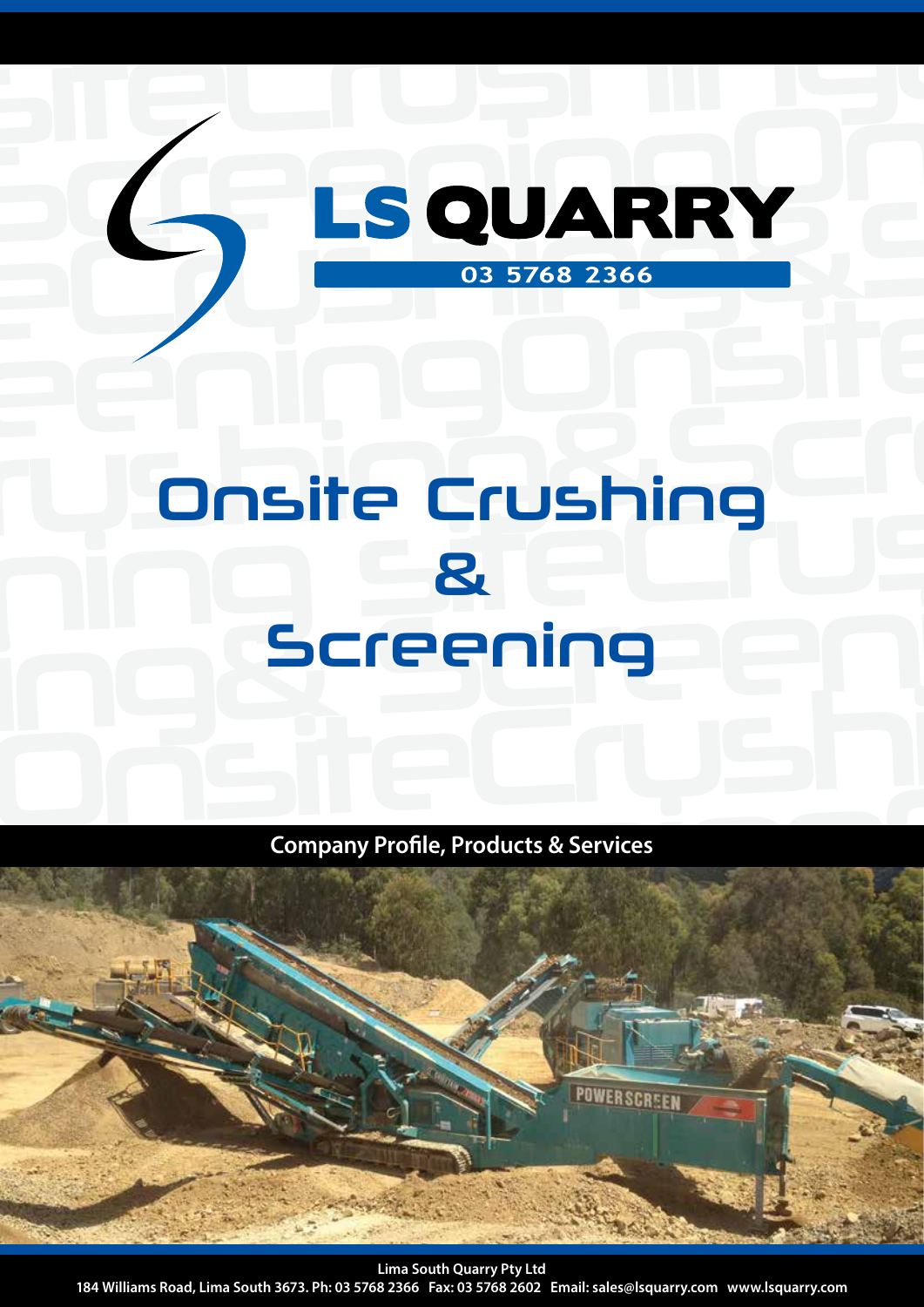# LS QUARRY

03 5768 2366

# Onsite Crushing & Screening

## Company Profile, Products & Services

**Lima South Quarry Pty Ltd**

**184 Williams Road, Lima South 3673. Ph: 03 5768 2366 Fax: 03 5768 2602 Email: sales@lsquarry.com www.lsquarry.com**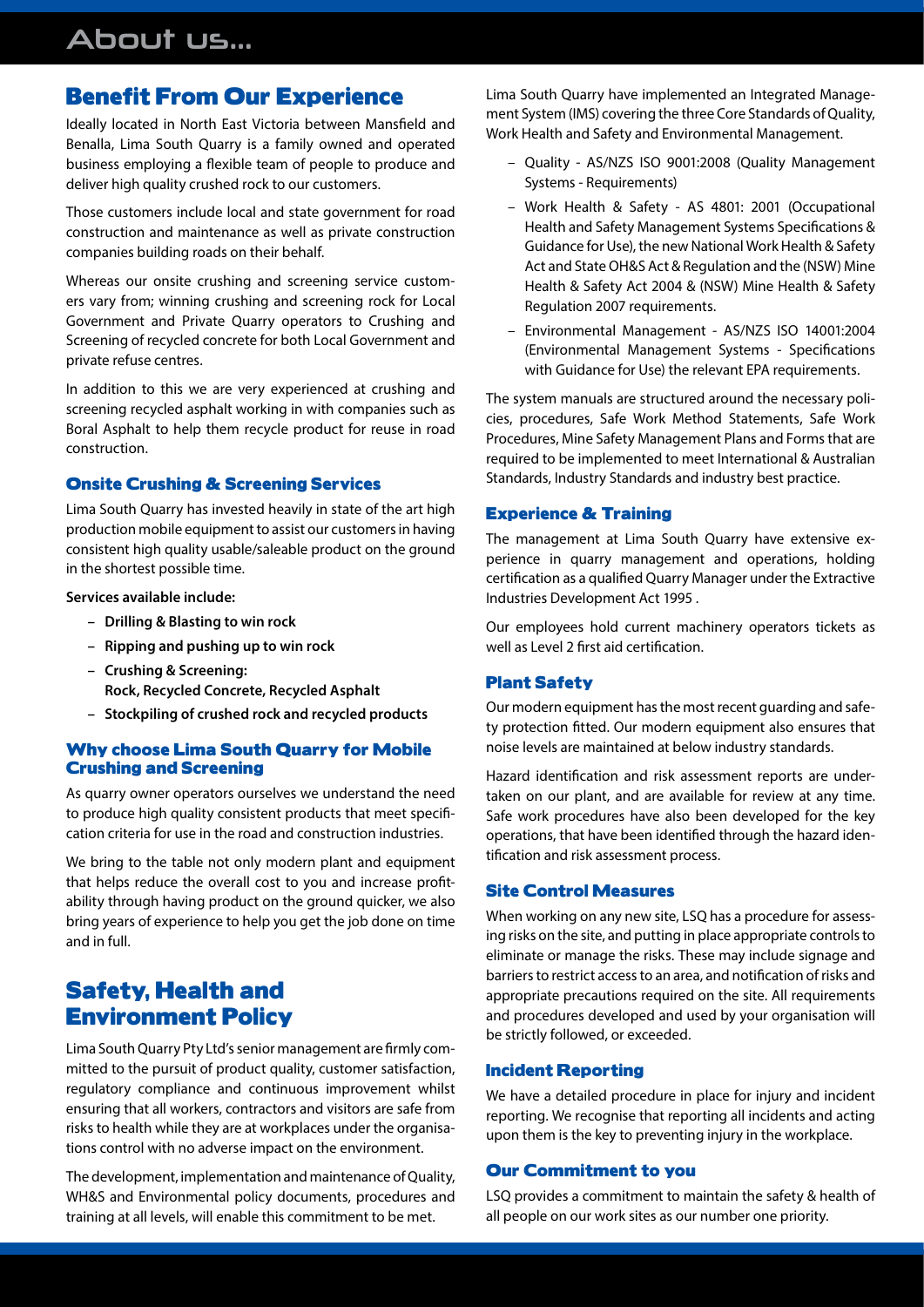# About us...

## Benefit From Our Experience

Ideally located in North East Victoria between Mansfield and Benalla, Lima South Quarry is a family owned and operated business employing a flexible team of people to produce and deliver high quality crushed rock to our customers.

Those customers include local and state government for road construction and maintenance as well as private construction companies building roads on their behalf.

Whereas our onsite crushing and screening service customers vary from; winning crushing and screening rock for Local Government and Private Quarry operators to Crushing and Screening of recycled concrete for both Local Government and private refuse centres.

In addition to this we are very experienced at crushing and screening recycled asphalt working in with companies such as Boral Asphalt to help them recycle product for reuse in road construction.

### Onsite Crushing & Screening Services

Lima South Quarry has invested heavily in state of the art high production mobile equipment to assist our customers in having consistent high quality usable/saleable product on the ground in the shortest possible time.

**Services available include:**

- **Drilling & Blasting to win rock**
- **Ripping and pushing up to win rock**
- **Crushing & Screening: Rock, Recycled Concrete, Recycled Asphalt**
- **Stockpiling of crushed rock and recycled products**

### Why choose Lima South Quarry for Mobile Crushing and Screening

As quarry owner operators ourselves we understand the need to produce high quality consistent products that meet specification criteria for use in the road and construction industries.

We bring to the table not only modern plant and equipment that helps reduce the overall cost to you and increase profitability through having product on the ground quicker, we also bring years of experience to help you get the job done on time and in full.

## Safety, Health and Environment Policy

Lima South Quarry Pty Ltd's senior management are firmly committed to the pursuit of product quality, customer satisfaction, regulatory compliance and continuous improvement whilst ensuring that all workers, contractors and visitors are safe from risks to health while they are at workplaces under the organisations control with no adverse impact on the environment.

The development, implementation and maintenance of Quality, WH&S and Environmental policy documents, procedures and training at all levels, will enable this commitment to be met.

Lima South Quarry have implemented an Integrated Management System (IMS) covering the three Core Standards of Quality, Work Health and Safety and Environmental Management.

- Quality - AS/NZS ISO 9001:2008 (Quality Management Systems - Requirements)
- Work Health & Safety - AS 4801: 2001 (Occupational Health and Safety Management Systems Specifications & Guidance for Use), the new National Work Health & Safety Act and State OH&S Act & Regulation and the (NSW) Mine Health & Safety Act 2004 & (NSW) Mine Health & Safety Regulation 2007 requirements.
- Environmental Management - AS/NZS ISO 14001:2004 (Environmental Management Systems - Specifications with Guidance for Use) the relevant EPA requirements.

The system manuals are structured around the necessary policies, procedures, Safe Work Method Statements, Safe Work Procedures, Mine Safety Management Plans and Forms that are required to be implemented to meet International & Australian Standards, Industry Standards and industry best practice.

### Experience & Training

The management at Lima South Quarry have extensive experience in quarry management and operations, holding certification as a qualified Quarry Manager under the Extractive Industries Development Act 1995 .

Our employees hold current machinery operators tickets as well as Level 2 first aid certification.

### Plant Safety

Our modern equipment has the most recent guarding and safety protection fitted. Our modern equipment also ensures that noise levels are maintained at below industry standards.

Hazard identification and risk assessment reports are undertaken on our plant, and are available for review at any time. Safe work procedures have also been developed for the key operations, that have been identified through the hazard identification and risk assessment process.

### Site Control Measures

When working on any new site, LSQ has a procedure for assessing risks on the site, and putting in place appropriate controls to eliminate or manage the risks. These may include signage and barriers to restrict access to an area, and notification of risks and appropriate precautions required on the site. All requirements and procedures developed and used by your organisation will be strictly followed, or exceeded.

### Incident Reporting

We have a detailed procedure in place for injury and incident reporting. We recognise that reporting all incidents and acting upon them is the key to preventing injury in the workplace.

### Our Commitment to you

LSQ provides a commitment to maintain the safety & health of all people on our work sites as our number one priority.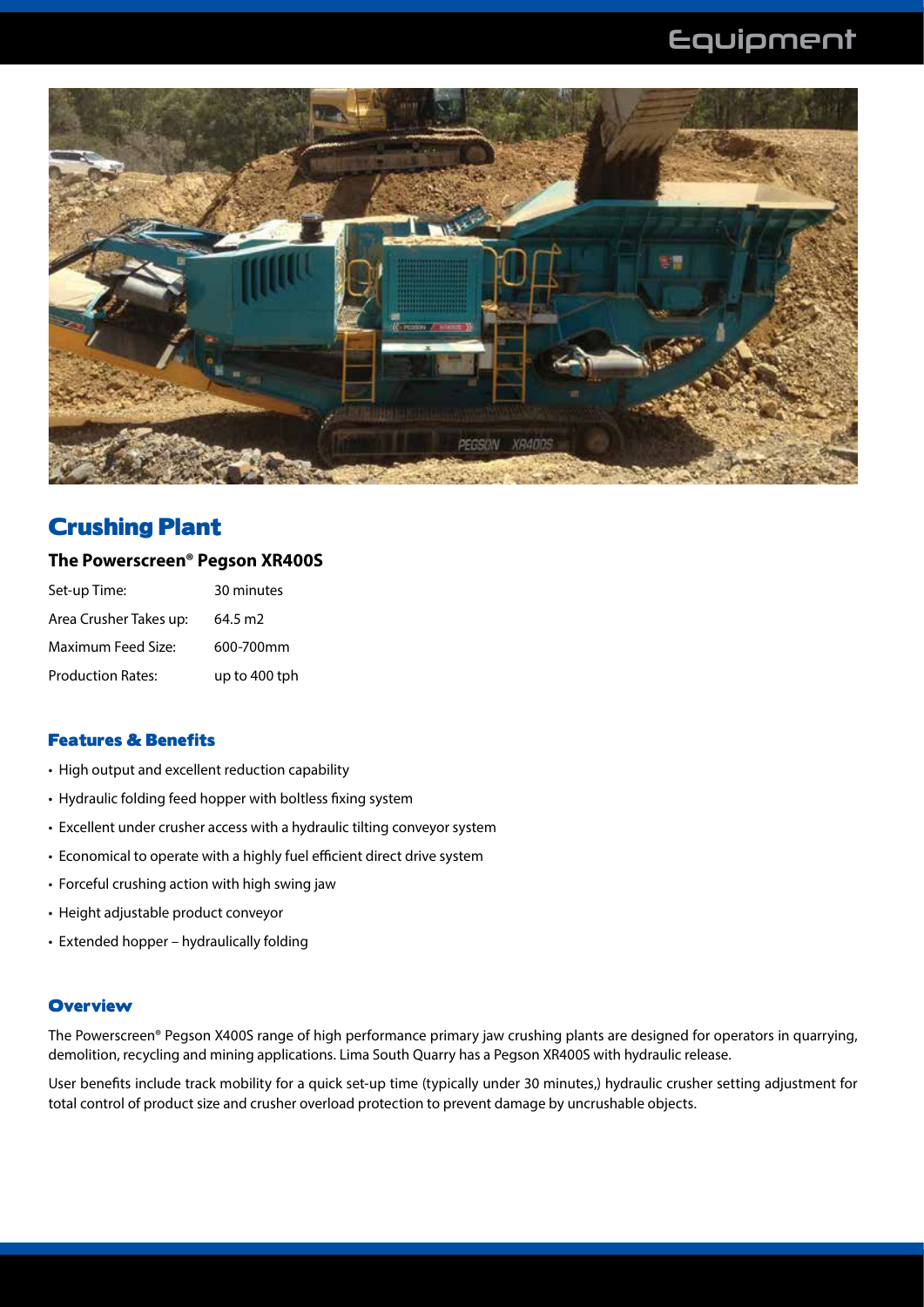## Crushing Plant

### The Powerscreen® Pegson XR400S

| | |
|---|---|
| Set-up Time: | 30 minutes |
| Area Crusher Takes up: | 64.5 m2 |
| Maximum Feed Size: | 600-700mm |
| Production Rates: | up to 400 tph |

### Features & Benefits

- High output and excellent reduction capability
- Hydraulic folding feed hopper with boltless fixing system
- Excellent under crusher access with a hydraulic tilting conveyor system
- Economical to operate with a highly fuel efficient direct drive system
- Forceful crushing action with high swing jaw
- Height adjustable product conveyor
- Extended hopper – hydraulically folding

### Overview

The Powerscreen® Pegson X400S range of high performance primary jaw crushing plants are designed for operators in quarrying, demolition, recycling and mining applications. Lima South Quarry has a Pegson XR400S with hydraulic release.

User benefits include track mobility for a quick set-up time (typically under 30 minutes,) hydraulic crusher setting adjustment for total control of product size and crusher overload protection to prevent damage by uncrushable objects.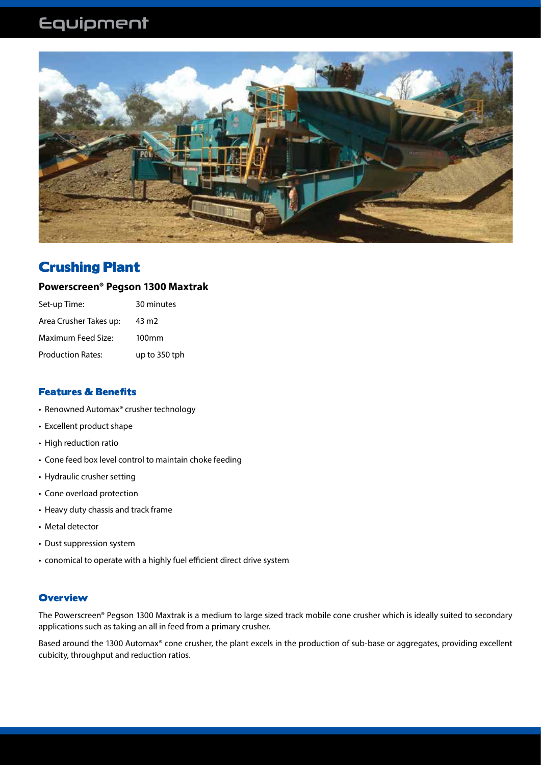# Equipment

## Crushing Plant

### Powerscreen® Pegson 1300 Maxtrak

| | |
|---|---|
| Set-up Time: | 30 minutes |
| Area Crusher Takes up: | 43 m2 |
| Maximum Feed Size: | 100mm |
| Production Rates: | up to 350 tph |

#### Features & Benefits

- Renowned Automax® crusher technology
- Excellent product shape
- High reduction ratio
- Cone feed box level control to maintain choke feeding
- Hydraulic crusher setting
- Cone overload protection
- Heavy duty chassis and track frame
- Metal detector
- Dust suppression system
- conomical to operate with a highly fuel efficient direct drive system

#### Overview

The Powerscreen® Pegson 1300 Maxtrak is a medium to large sized track mobile cone crusher which is ideally suited to secondary applications such as taking an all in feed from a primary crusher.

Based around the 1300 Automax® cone crusher, the plant excels in the production of sub-base or aggregates, providing excellent cubicity, throughput and reduction ratios.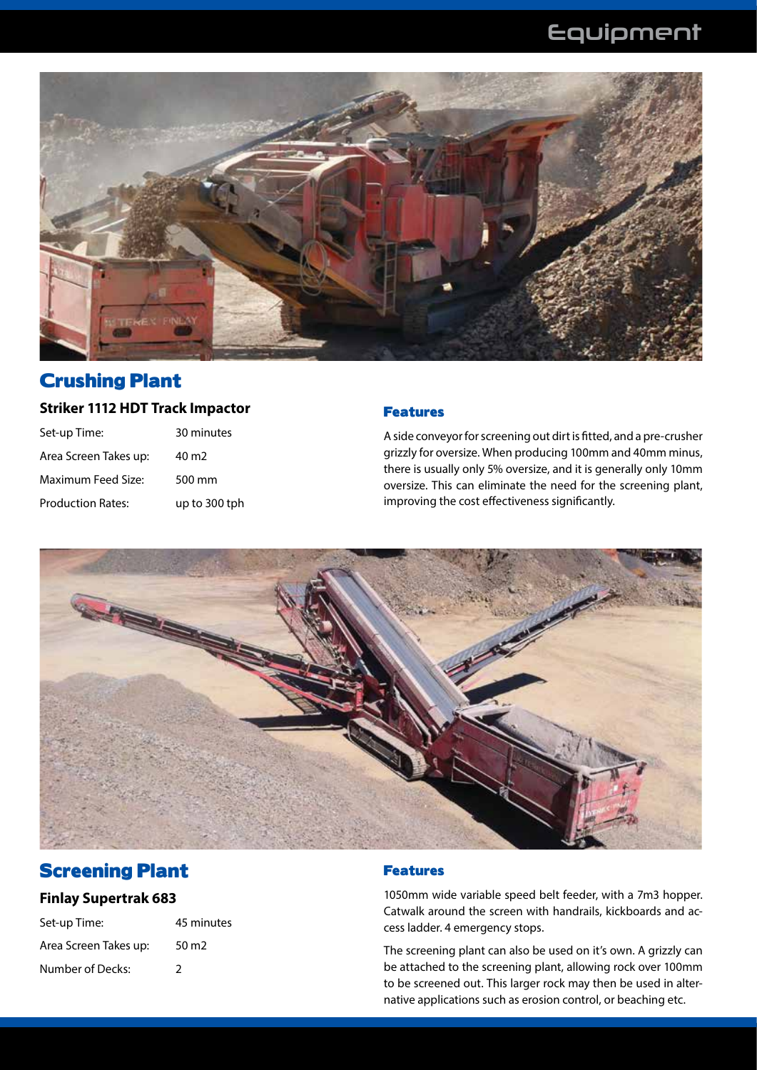## Crushing Plant

### Striker 1112 HDT Track Impactor

| | |
|---|---|
| Set-up Time: | 30 minutes |
| Area Screen Takes up: | 40 m2 |
| Maximum Feed Size: | 500 mm |
| Production Rates: | up to 300 tph |

#### Features

A side conveyor for screening out dirt is fitted, and a pre-crusher grizzly for oversize. When producing 100mm and 40mm minus, there is usually only 5% oversize, and it is generally only 10mm oversize. This can eliminate the need for the screening plant, improving the cost effectiveness significantly.

## Screening Plant

### Finlay Supertrak 683

| | |
|---|---|
| Set-up Time: | 45 minutes |
| Area Screen Takes up: | 50 m2 |
| Number of Decks: | 2 |

#### Features

1050mm wide variable speed belt feeder, with a 7m3 hopper. Catwalk around the screen with handrails, kickboards and access ladder. 4 emergency stops.

The screening plant can also be used on it's own. A grizzly can be attached to the screening plant, allowing rock over 100mm to be screened out. This larger rock may then be used in alternative applications such as erosion control, or beaching etc.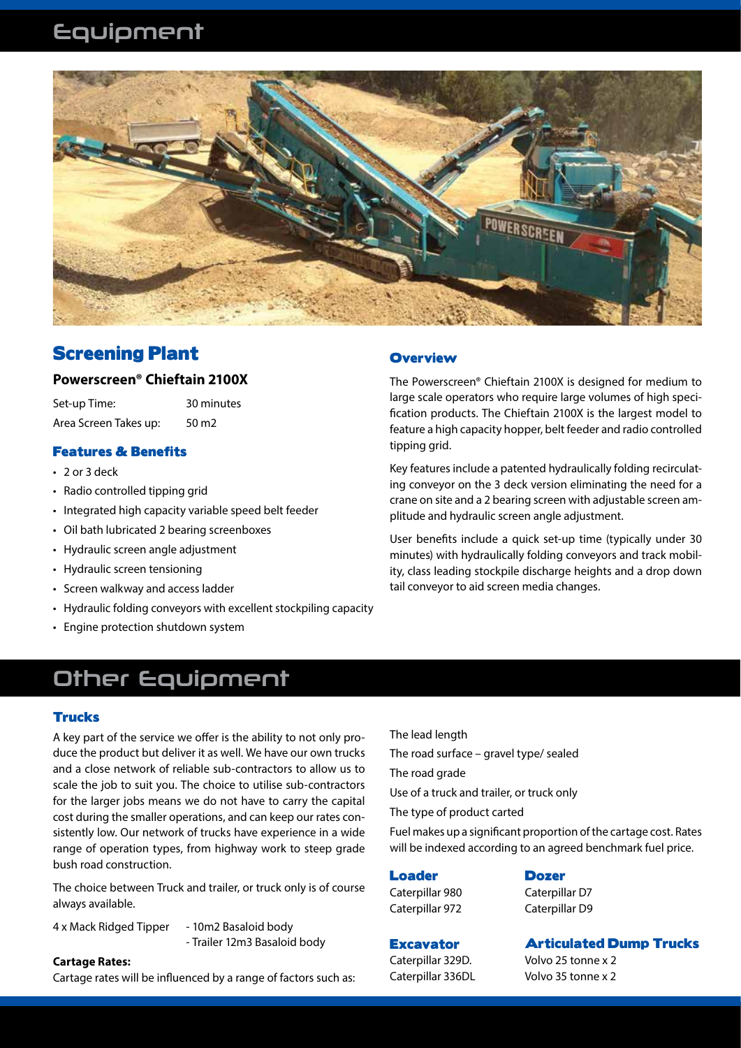# Equipment

## Screening Plant

### Powerscreen® Chieftain 2100X

Set-up Time: 30 minutes
Area Screen Takes up: 50 m2

### Features & Benefits

- 2 or 3 deck
- Radio controlled tipping grid
- Integrated high capacity variable speed belt feeder
- Oil bath lubricated 2 bearing screenboxes
- Hydraulic screen angle adjustment
- Hydraulic screen tensioning
- Screen walkway and access ladder
- Hydraulic folding conveyors with excellent stockpiling capacity
- Engine protection shutdown system

### Overview

The Powerscreen® Chieftain 2100X is designed for medium to large scale operators who require large volumes of high specification products. The Chieftain 2100X is the largest model to feature a high capacity hopper, belt feeder and radio controlled tipping grid.

Key features include a patented hydraulically folding recirculating conveyor on the 3 deck version eliminating the need for a crane on site and a 2 bearing screen with adjustable screen amplitude and hydraulic screen angle adjustment.

User benefits include a quick set-up time (typically under 30 minutes) with hydraulically folding conveyors and track mobility, class leading stockpile discharge heights and a drop down tail conveyor to aid screen media changes.

# Other Equipment

## Trucks

A key part of the service we offer is the ability to not only produce the product but deliver it as well. We have our own trucks and a close network of reliable sub-contractors to allow us to scale the job to suit you. The choice to utilise sub-contractors for the larger jobs means we do not have to carry the capital cost during the smaller operations, and can keep our rates consistently low. Our network of trucks have experience in a wide range of operation types, from highway work to steep grade bush road construction.

The choice between Truck and trailer, or truck only is of course always available.

4 x Mack Ridged Tipper - 10m2 Basaloid body
- Trailer 12m3 Basaloid body

**Cartage Rates:**

Cartage rates will be influenced by a range of factors such as:

The lead length

The road surface – gravel type/ sealed

The road grade

Use of a truck and trailer, or truck only

The type of product carted

Fuel makes up a significant proportion of the cartage cost. Rates will be indexed according to an agreed benchmark fuel price.

## Loader

Caterpillar 980
Caterpillar 972

## Dozer

Caterpillar D7
Caterpillar D9

## Excavator

Caterpillar 329D.
Caterpillar 336DL

## Articulated Dump Trucks

Volvo 25 tonne x 2
Volvo 35 tonne x 2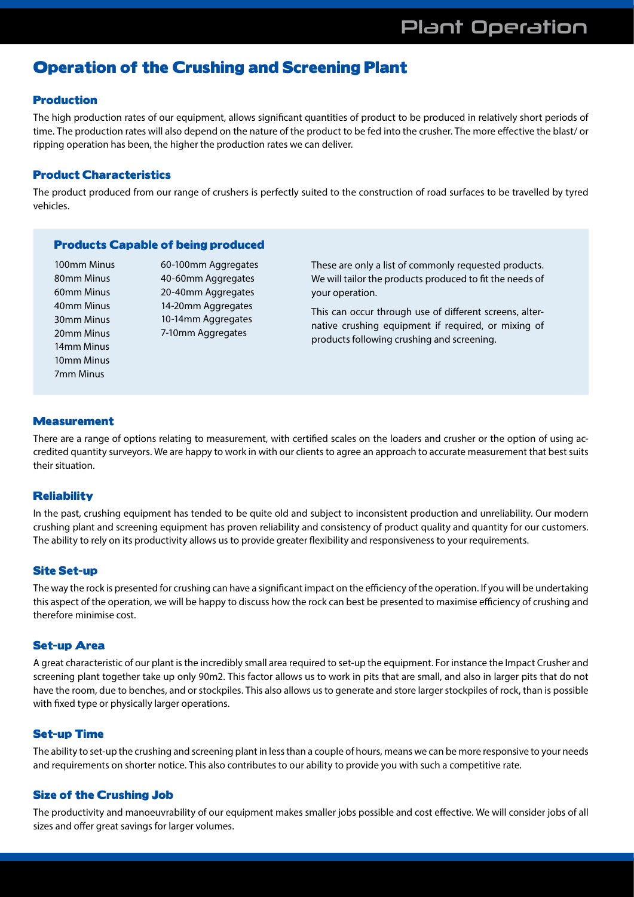# Operation of the Crushing and Screening Plant

## Production

The high production rates of our equipment, allows significant quantities of product to be produced in relatively short periods of time. The production rates will also depend on the nature of the product to be fed into the crusher. The more effective the blast/ or ripping operation has been, the higher the production rates we can deliver.

## Product Characteristics

The product produced from our range of crushers is perfectly suited to the construction of road surfaces to be travelled by tyred vehicles.

### Products Capable of being produced

- 100mm Minus
- 80mm Minus
- 60mm Minus
- 40mm Minus
- 30mm Minus
- 20mm Minus
- 14mm Minus
- 10mm Minus
- 7mm Minus

- 60-100mm Aggregates
- 40-60mm Aggregates
- 20-40mm Aggregates
- 14-20mm Aggregates
- 10-14mm Aggregates
- 7-10mm Aggregates

These are only a list of commonly requested products. We will tailor the products produced to fit the needs of your operation.

This can occur through use of different screens, alternative crushing equipment if required, or mixing of products following crushing and screening.

## Measurement

There are a range of options relating to measurement, with certified scales on the loaders and crusher or the option of using accredited quantity surveyors. We are happy to work in with our clients to agree an approach to accurate measurement that best suits their situation.

## Reliability

In the past, crushing equipment has tended to be quite old and subject to inconsistent production and unreliability. Our modern crushing plant and screening equipment has proven reliability and consistency of product quality and quantity for our customers. The ability to rely on its productivity allows us to provide greater flexibility and responsiveness to your requirements.

## Site Set-up

The way the rock is presented for crushing can have a significant impact on the efficiency of the operation. If you will be undertaking this aspect of the operation, we will be happy to discuss how the rock can best be presented to maximise efficiency of crushing and therefore minimise cost.

## Set-up Area

A great characteristic of our plant is the incredibly small area required to set-up the equipment. For instance the Impact Crusher and screening plant together take up only 90m2. This factor allows us to work in pits that are small, and also in larger pits that do not have the room, due to benches, and or stockpiles. This also allows us to generate and store larger stockpiles of rock, than is possible with fixed type or physically larger operations.

## Set-up Time

The ability to set-up the crushing and screening plant in less than a couple of hours, means we can be more responsive to your needs and requirements on shorter notice. This also contributes to our ability to provide you with such a competitive rate.

## Size of the Crushing Job

The productivity and manoeuvrability of our equipment makes smaller jobs possible and cost effective. We will consider jobs of all sizes and offer great savings for larger volumes.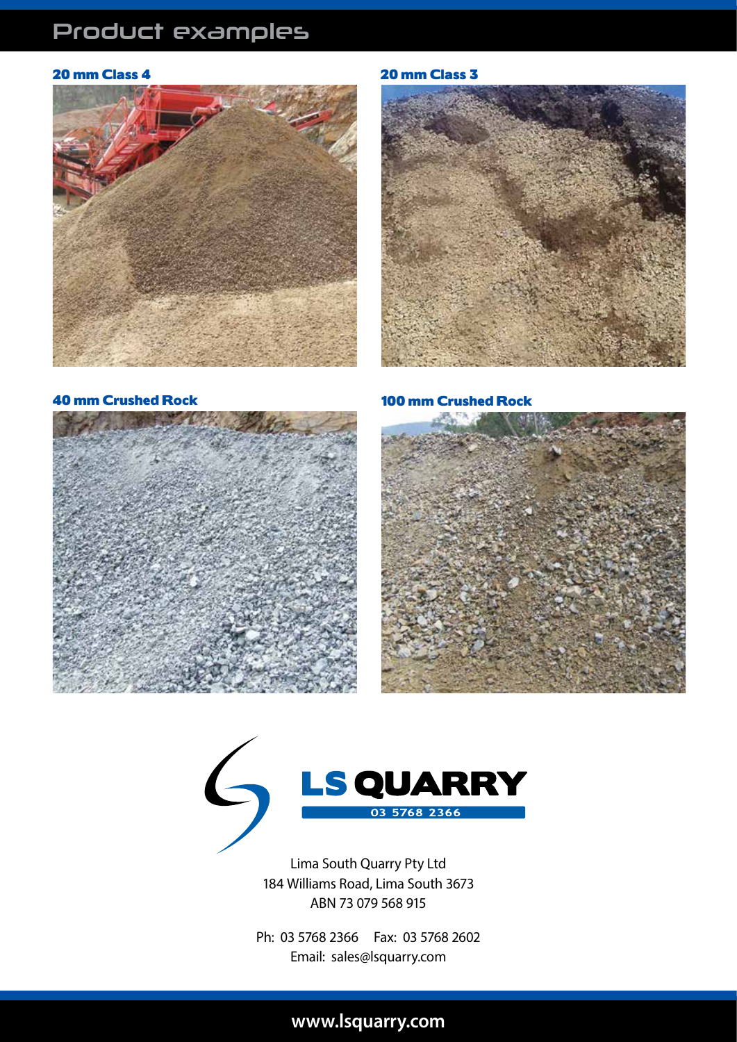# Product examples

**20 mm Class 4**

**20 mm Class 3**

**40 mm Crushed Rock**

**100 mm Crushed Rock**

LS QUARRY
03 5768 2366

Lima South Quarry Pty Ltd
184 Williams Road, Lima South 3673
ABN 73 079 568 915

Ph: 03 5768 2366 Fax: 03 5768 2602
Email: sales@lsquarry.com

www.lsquarry.com